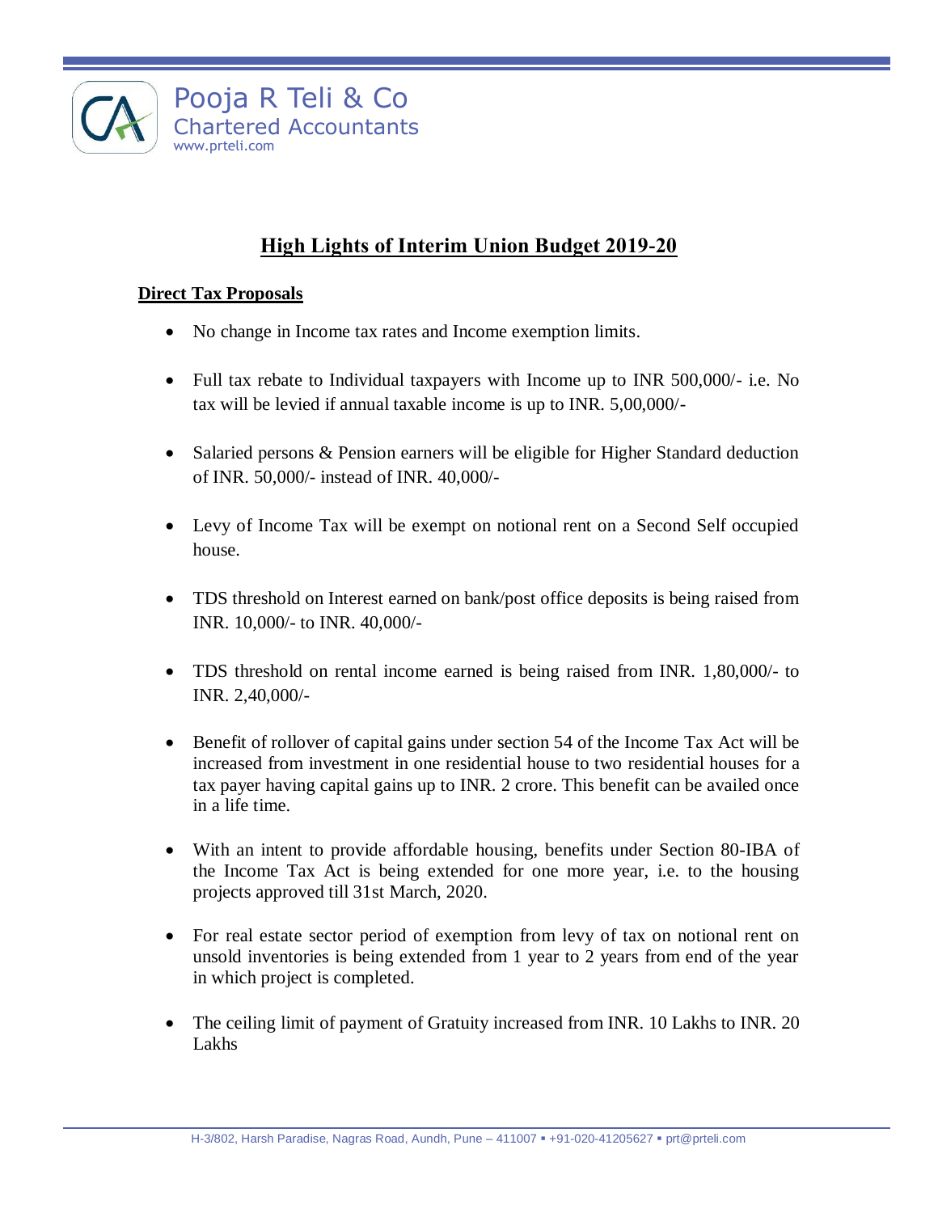# High Lights of Interim Union Budget 2019-20

## Direct Tax Proposals

- No change in Income tax rates and Income exemption limits.
- Full tax rebate to Individual taxpayers with Income up to INR 500,000/- i.e. No tax will be levied if annual taxable income is up to INR. 5,00,000/-
- Salaried persons & Pension earners will be eligible for Higher Standard deduction of INR. 50,000/- instead of INR. 40,000/-
- Levy of Income Tax will be exempt on notional rent on a Second Self occupied house.
- TDS threshold on Interest earned on bank/post office deposits is being raised from INR. 10,000/- to INR. 40,000/-
- TDS threshold on rental income earned is being raised from INR. 1,80,000/- to INR. 2,40,000/-
- Benefit of rollover of capital gains under section 54 of the Income Tax Act will be increased from investment in one residential house to two residential houses for a tax payer having capital gains up to INR. 2 crore. This benefit can be availed once in a life time.
- With an intent to provide affordable housing, benefits under Section 80-IBA of the Income Tax Act is being extended for one more year, i.e. to the housing projects approved till 31st March, 2020.
- For real estate sector period of exemption from levy of tax on notional rent on unsold inventories is being extended from 1 year to 2 years from end of the year in which project is completed.
- The ceiling limit of payment of Gratuity increased from INR. 10 Lakhs to INR. 20 Lakhs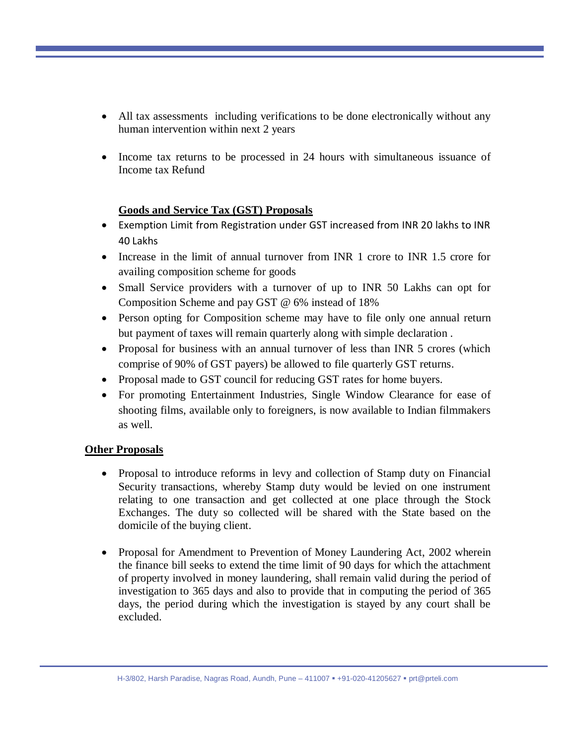- All tax assessments including verifications to be done electronically without any human intervention within next 2 years

- Income tax returns to be processed in 24 hours with simultaneous issuance of Income tax Refund

**<u>Goods and Service Tax (GST) Proposals</u>**

- Exemption Limit from Registration under GST increased from INR 20 lakhs to INR 40 Lakhs
- Increase in the limit of annual turnover from INR 1 crore to INR 1.5 crore for availing composition scheme for goods
- Small Service providers with a turnover of up to INR 50 Lakhs can opt for Composition Scheme and pay GST @ 6% instead of 18%
- Person opting for Composition scheme may have to file only one annual return but payment of taxes will remain quarterly along with simple declaration .
- Proposal for business with an annual turnover of less than INR 5 crores (which comprise of 90% of GST payers) be allowed to file quarterly GST returns.
- Proposal made to GST council for reducing GST rates for home buyers.
- For promoting Entertainment Industries, Single Window Clearance for ease of shooting films, available only to foreigners, is now available to Indian filmmakers as well.

**<u>Other Proposals</u>**

- Proposal to introduce reforms in levy and collection of Stamp duty on Financial Security transactions, whereby Stamp duty would be levied on one instrument relating to one transaction and get collected at one place through the Stock Exchanges. The duty so collected will be shared with the State based on the domicile of the buying client.

- Proposal for Amendment to Prevention of Money Laundering Act, 2002 wherein the finance bill seeks to extend the time limit of 90 days for which the attachment of property involved in money laundering, shall remain valid during the period of investigation to 365 days and also to provide that in computing the period of 365 days, the period during which the investigation is stayed by any court shall be excluded.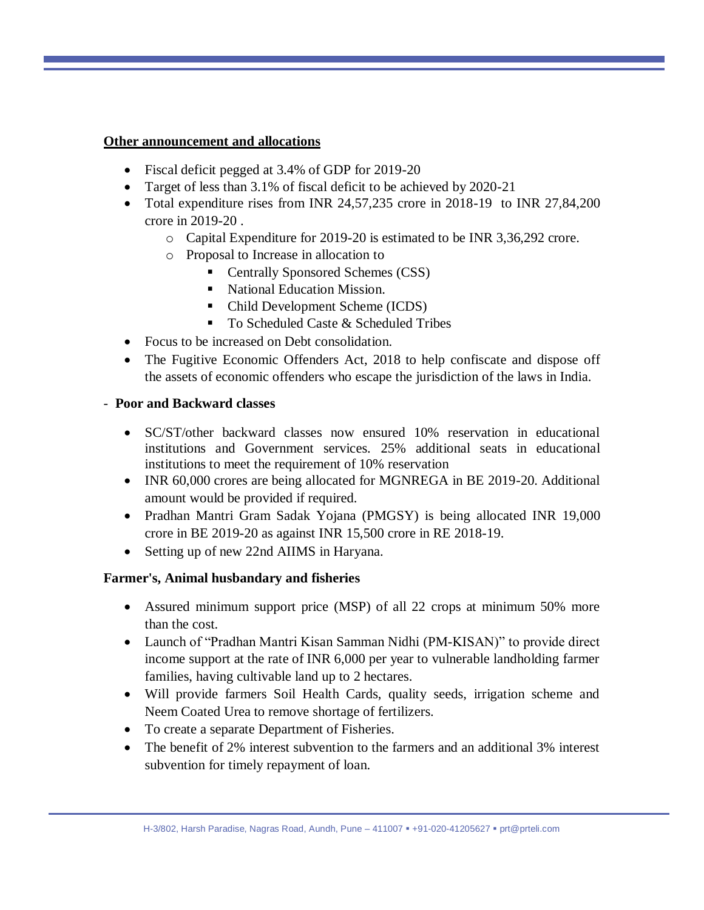**<u>Other announcement and allocations</u>**

- Fiscal deficit pegged at 3.4% of GDP for 2019-20
- Target of less than 3.1% of fiscal deficit to be achieved by 2020-21
- Total expenditure rises from INR 24,57,235 crore in 2018-19 to INR 27,84,200 crore in 2019-20 .
    - Capital Expenditure for 2019-20 is estimated to be INR 3,36,292 crore.
    - Proposal to Increase in allocation to
        - Centrally Sponsored Schemes (CSS)
        - National Education Mission.
        - Child Development Scheme (ICDS)
        - To Scheduled Caste & Scheduled Tribes
- Focus to be increased on Debt consolidation.
- The Fugitive Economic Offenders Act, 2018 to help confiscate and dispose off the assets of economic offenders who escape the jurisdiction of the laws in India.

- **Poor and Backward classes**

- SC/ST/other backward classes now ensured 10% reservation in educational institutions and Government services. 25% additional seats in educational institutions to meet the requirement of 10% reservation
- INR 60,000 crores are being allocated for MGNREGA in BE 2019-20. Additional amount would be provided if required.
- Pradhan Mantri Gram Sadak Yojana (PMGSY) is being allocated INR 19,000 crore in BE 2019-20 as against INR 15,500 crore in RE 2018-19.
- Setting up of new 22nd AIIMS in Haryana.

**Farmer's, Animal husbandary and fisheries**

- Assured minimum support price (MSP) of all 22 crops at minimum 50% more than the cost.
- Launch of "Pradhan Mantri Kisan Samman Nidhi (PM-KISAN)" to provide direct income support at the rate of INR 6,000 per year to vulnerable landholding farmer families, having cultivable land up to 2 hectares.
- Will provide farmers Soil Health Cards, quality seeds, irrigation scheme and Neem Coated Urea to remove shortage of fertilizers.
- To create a separate Department of Fisheries.
- The benefit of 2% interest subvention to the farmers and an additional 3% interest subvention for timely repayment of loan.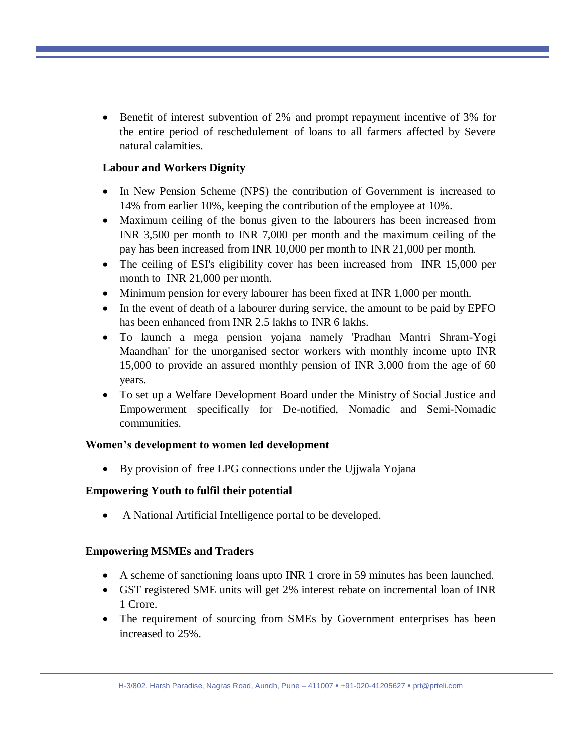- Benefit of interest subvention of 2% and prompt repayment incentive of 3% for the entire period of reschedulement of loans to all farmers affected by Severe natural calamities.

**Labour and Workers Dignity**

- In New Pension Scheme (NPS) the contribution of Government is increased to 14% from earlier 10%, keeping the contribution of the employee at 10%.
- Maximum ceiling of the bonus given to the labourers has been increased from INR 3,500 per month to INR 7,000 per month and the maximum ceiling of the pay has been increased from INR 10,000 per month to INR 21,000 per month.
- The ceiling of ESI's eligibility cover has been increased from INR 15,000 per month to INR 21,000 per month.
- Minimum pension for every labourer has been fixed at INR 1,000 per month.
- In the event of death of a labourer during service, the amount to be paid by EPFO has been enhanced from INR 2.5 lakhs to INR 6 lakhs.
- To launch a mega pension yojana namely 'Pradhan Mantri Shram-Yogi Maandhan' for the unorganised sector workers with monthly income upto INR 15,000 to provide an assured monthly pension of INR 3,000 from the age of 60 years.
- To set up a Welfare Development Board under the Ministry of Social Justice and Empowerment specifically for De-notified, Nomadic and Semi-Nomadic communities.

**Women's development to women led development**

- By provision of free LPG connections under the Ujjwala Yojana

**Empowering Youth to fulfil their potential**

- A National Artificial Intelligence portal to be developed.

**Empowering MSMEs and Traders**

- A scheme of sanctioning loans upto INR 1 crore in 59 minutes has been launched.
- GST registered SME units will get 2% interest rebate on incremental loan of INR 1 Crore.
- The requirement of sourcing from SMEs by Government enterprises has been increased to 25%.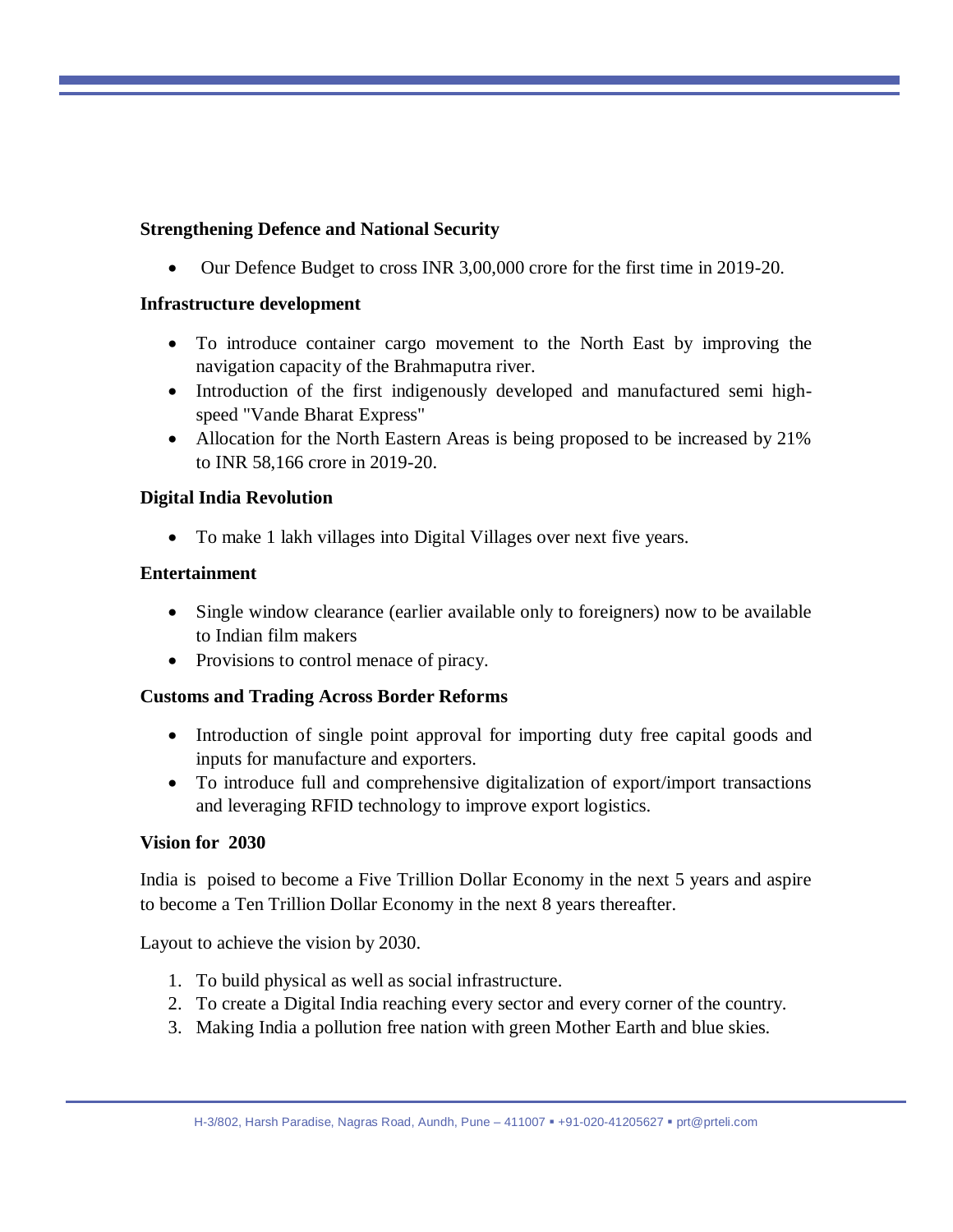**Strengthening Defence and National Security**

- Our Defence Budget to cross INR 3,00,000 crore for the first time in 2019-20.

**Infrastructure development**

- To introduce container cargo movement to the North East by improving the navigation capacity of the Brahmaputra river.
- Introduction of the first indigenously developed and manufactured semi high-speed "Vande Bharat Express"
- Allocation for the North Eastern Areas is being proposed to be increased by 21% to INR 58,166 crore in 2019-20.

**Digital India Revolution**

- To make 1 lakh villages into Digital Villages over next five years.

**Entertainment**

- Single window clearance (earlier available only to foreigners) now to be available to Indian film makers
- Provisions to control menace of piracy.

**Customs and Trading Across Border Reforms**

- Introduction of single point approval for importing duty free capital goods and inputs for manufacture and exporters.
- To introduce full and comprehensive digitalization of export/import transactions and leveraging RFID technology to improve export logistics.

**Vision for 2030**

India is poised to become a Five Trillion Dollar Economy in the next 5 years and aspire to become a Ten Trillion Dollar Economy in the next 8 years thereafter.

Layout to achieve the vision by 2030.

1. To build physical as well as social infrastructure.
2. To create a Digital India reaching every sector and every corner of the country.
3. Making India a pollution free nation with green Mother Earth and blue skies.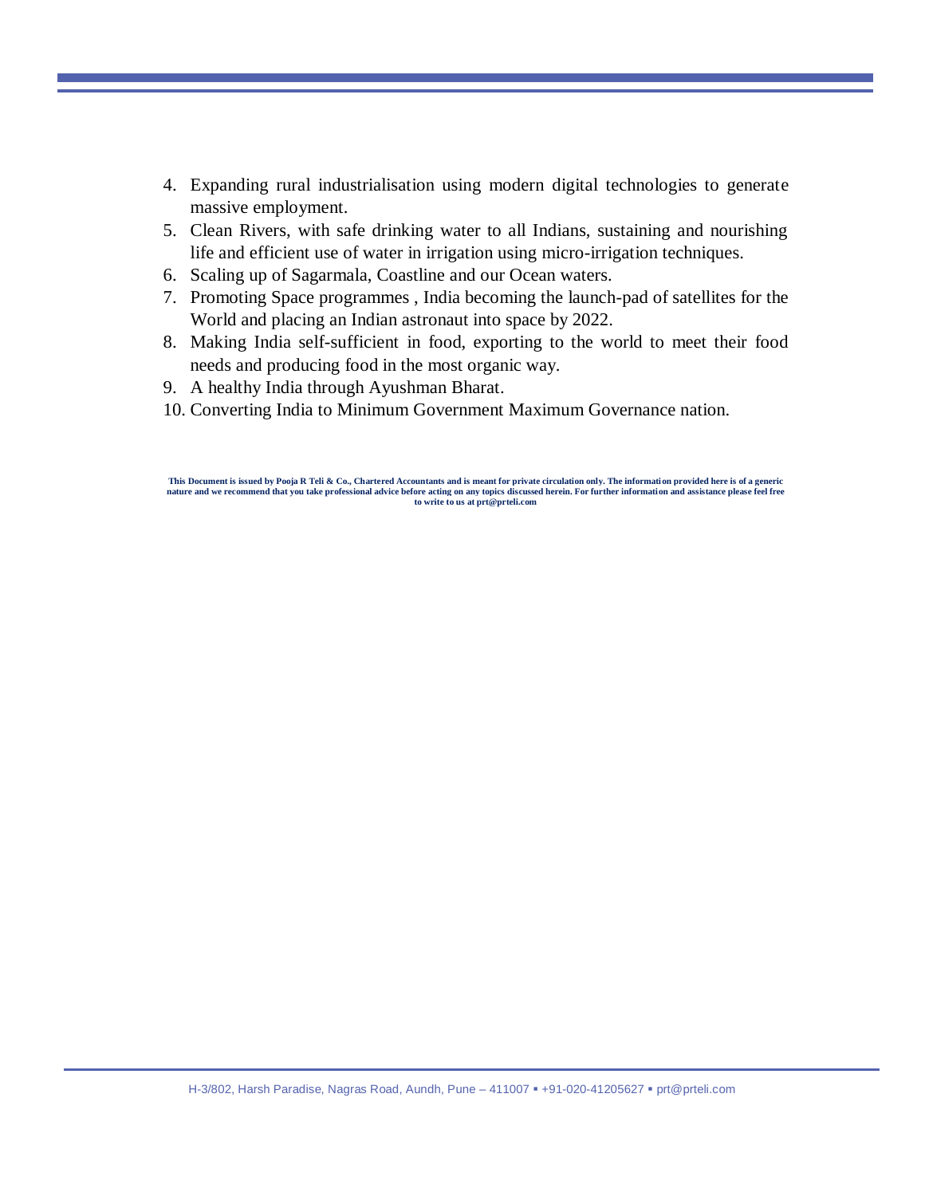4. Expanding rural industrialisation using modern digital technologies to generate massive employment.
5. Clean Rivers, with safe drinking water to all Indians, sustaining and nourishing life and efficient use of water in irrigation using micro-irrigation techniques.
6. Scaling up of Sagarmala, Coastline and our Ocean waters.
7. Promoting Space programmes , India becoming the launch-pad of satellites for the World and placing an Indian astronaut into space by 2022.
8. Making India self-sufficient in food, exporting to the world to meet their food needs and producing food in the most organic way.
9. A healthy India through Ayushman Bharat.
10. Converting India to Minimum Government Maximum Governance nation.

**This Document is issued by Pooja R Teli & Co., Chartered Accountants and is meant for private circulation only. The information provided here is of a generic nature and we recommend that you take professional advice before acting on any topics discussed herein. For further information and assistance please feel free to write to us at prt@prteli.com**

H-3/802, Harsh Paradise, Nagras Road, Aundh, Pune – 411007 ▪ +91-020-41205627 ▪ prt@prteli.com